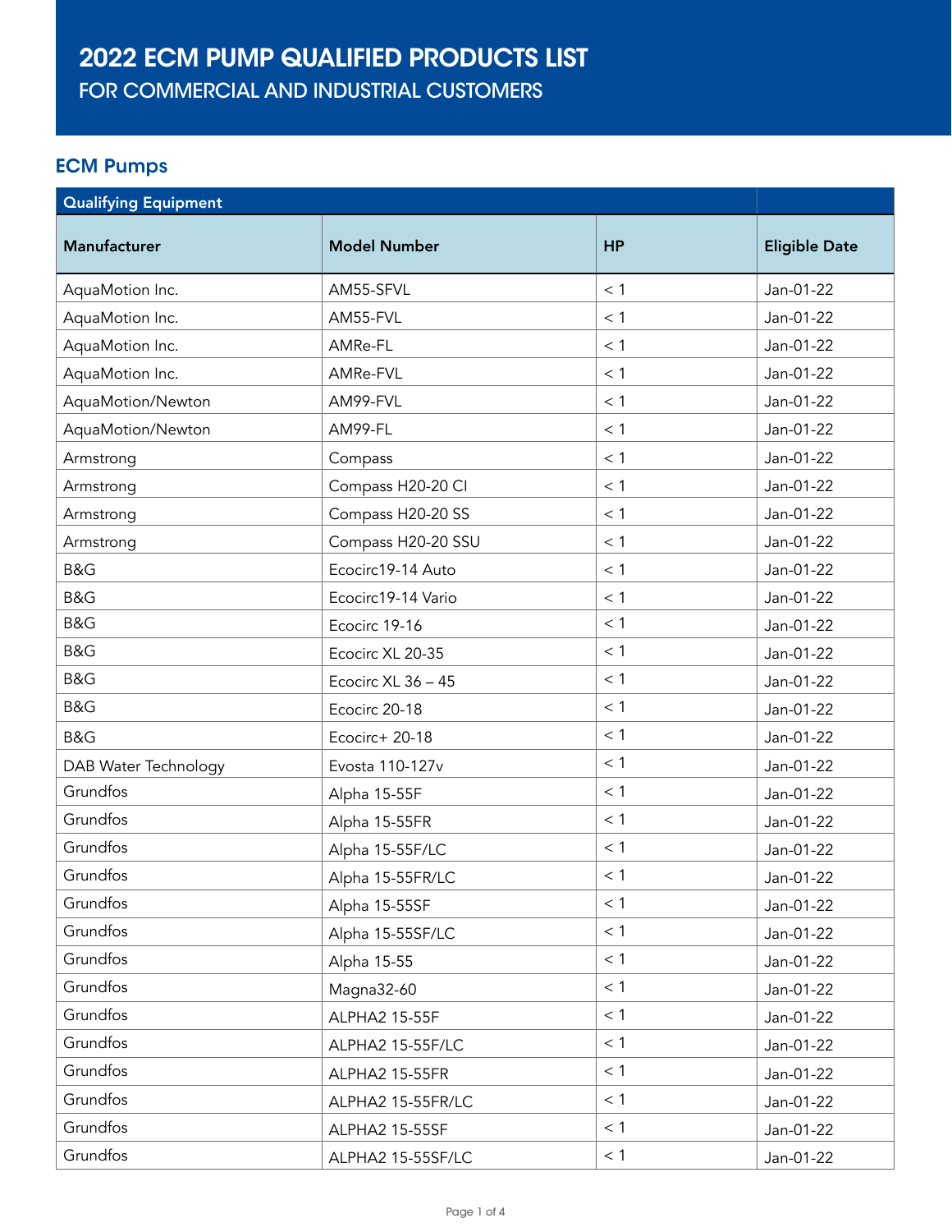# 2022 ECM PUMP QUALIFIED PRODUCTS LIST

FOR COMMERCIAL AND INDUSTRIAL CUSTOMERS

## ECM Pumps

| Qualifying Equipment | | | |
|---|---|---|---|
| **Manufacturer** | **Model Number** | **HP** | **Eligible Date** |
| AquaMotion Inc. | AM55-SFVL | < 1 | Jan-01-22 |
| AquaMotion Inc. | AM55-FVL | < 1 | Jan-01-22 |
| AquaMotion Inc. | AMRe-FL | < 1 | Jan-01-22 |
| AquaMotion Inc. | AMRe-FVL | < 1 | Jan-01-22 |
| AquaMotion/Newton | AM99-FVL | < 1 | Jan-01-22 |
| AquaMotion/Newton | AM99-FL | < 1 | Jan-01-22 |
| Armstrong | Compass | < 1 | Jan-01-22 |
| Armstrong | Compass H20-20 CI | < 1 | Jan-01-22 |
| Armstrong | Compass H20-20 SS | < 1 | Jan-01-22 |
| Armstrong | Compass H20-20 SSU | < 1 | Jan-01-22 |
| B&G | Ecocirc19-14 Auto | < 1 | Jan-01-22 |
| B&G | Ecocirc19-14 Vario | < 1 | Jan-01-22 |
| B&G | Ecocirc 19-16 | < 1 | Jan-01-22 |
| B&G | Ecocirc XL 20-35 | < 1 | Jan-01-22 |
| B&G | Ecocirc XL 36 – 45 | < 1 | Jan-01-22 |
| B&G | Ecocirc 20-18 | < 1 | Jan-01-22 |
| B&G | Ecocirc+ 20-18 | < 1 | Jan-01-22 |
| DAB Water Technology | Evosta 110-127v | < 1 | Jan-01-22 |
| Grundfos | Alpha 15-55F | < 1 | Jan-01-22 |
| Grundfos | Alpha 15-55FR | < 1 | Jan-01-22 |
| Grundfos | Alpha 15-55F/LC | < 1 | Jan-01-22 |
| Grundfos | Alpha 15-55FR/LC | < 1 | Jan-01-22 |
| Grundfos | Alpha 15-55SF | < 1 | Jan-01-22 |
| Grundfos | Alpha 15-55SF/LC | < 1 | Jan-01-22 |
| Grundfos | Alpha 15-55 | < 1 | Jan-01-22 |
| Grundfos | Magna32-60 | < 1 | Jan-01-22 |
| Grundfos | ALPHA2 15-55F | < 1 | Jan-01-22 |
| Grundfos | ALPHA2 15-55F/LC | < 1 | Jan-01-22 |
| Grundfos | ALPHA2 15-55FR | < 1 | Jan-01-22 |
| Grundfos | ALPHA2 15-55FR/LC | < 1 | Jan-01-22 |
| Grundfos | ALPHA2 15-55SF | < 1 | Jan-01-22 |
| Grundfos | ALPHA2 15-55SF/LC | < 1 | Jan-01-22 |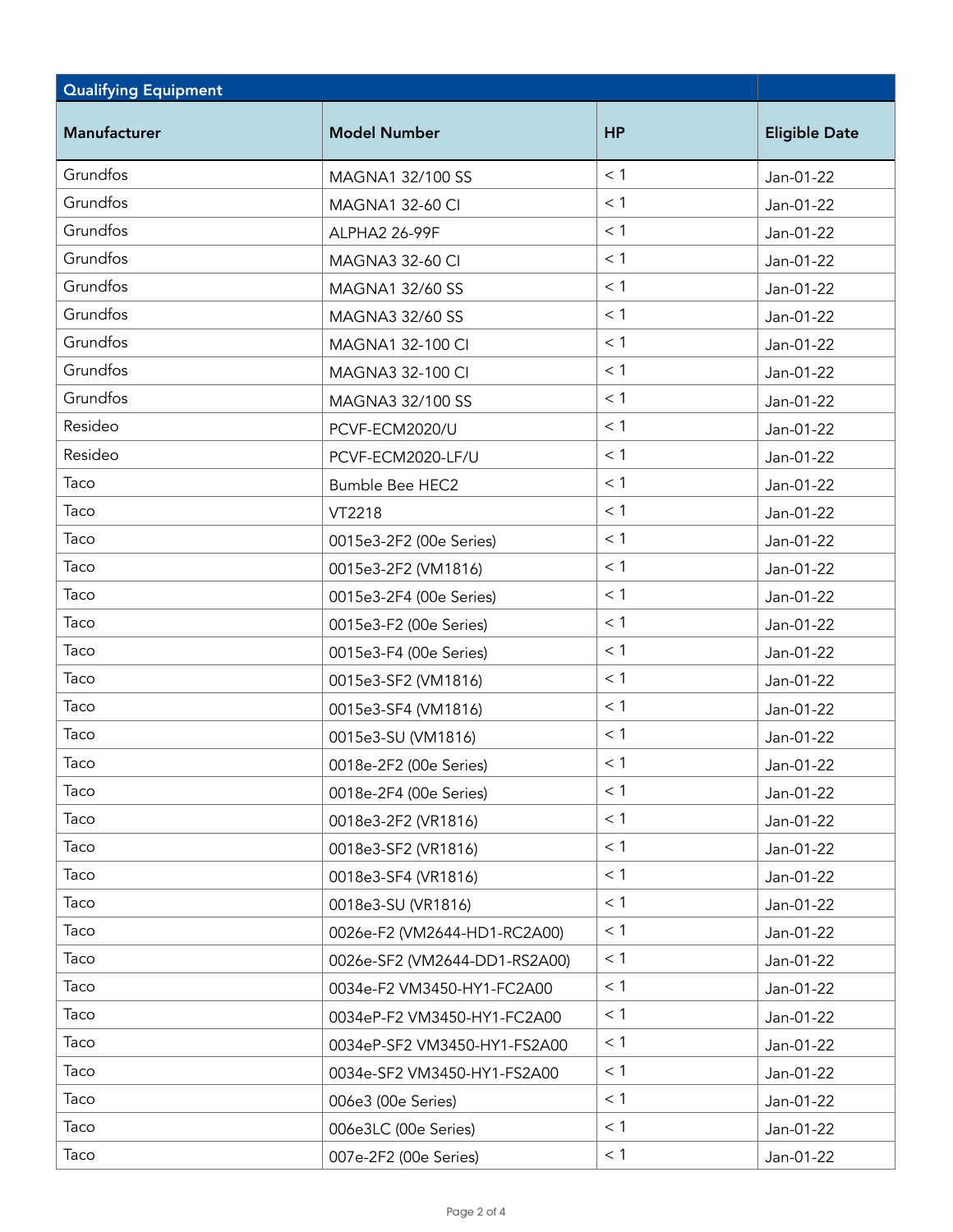| Qualifying Equipment | | | |
|---|---|---|---|
| **Manufacturer** | **Model Number** | **HP** | **Eligible Date** |
| Grundfos | MAGNA1 32/100 SS | < 1 | Jan-01-22 |
| Grundfos | MAGNA1 32-60 CI | < 1 | Jan-01-22 |
| Grundfos | ALPHA2 26-99F | < 1 | Jan-01-22 |
| Grundfos | MAGNA3 32-60 CI | < 1 | Jan-01-22 |
| Grundfos | MAGNA1 32/60 SS | < 1 | Jan-01-22 |
| Grundfos | MAGNA3 32/60 SS | < 1 | Jan-01-22 |
| Grundfos | MAGNA1 32-100 CI | < 1 | Jan-01-22 |
| Grundfos | MAGNA3 32-100 CI | < 1 | Jan-01-22 |
| Grundfos | MAGNA3 32/100 SS | < 1 | Jan-01-22 |
| Resideo | PCVF-ECM2020/U | < 1 | Jan-01-22 |
| Resideo | PCVF-ECM2020-LF/U | < 1 | Jan-01-22 |
| Taco | Bumble Bee HEC2 | < 1 | Jan-01-22 |
| Taco | VT2218 | < 1 | Jan-01-22 |
| Taco | 0015e3-2F2 (00e Series) | < 1 | Jan-01-22 |
| Taco | 0015e3-2F2 (VM1816) | < 1 | Jan-01-22 |
| Taco | 0015e3-2F4 (00e Series) | < 1 | Jan-01-22 |
| Taco | 0015e3-F2 (00e Series) | < 1 | Jan-01-22 |
| Taco | 0015e3-F4 (00e Series) | < 1 | Jan-01-22 |
| Taco | 0015e3-SF2 (VM1816) | < 1 | Jan-01-22 |
| Taco | 0015e3-SF4 (VM1816) | < 1 | Jan-01-22 |
| Taco | 0015e3-SU (VM1816) | < 1 | Jan-01-22 |
| Taco | 0018e-2F2 (00e Series) | < 1 | Jan-01-22 |
| Taco | 0018e-2F4 (00e Series) | < 1 | Jan-01-22 |
| Taco | 0018e3-2F2 (VR1816) | < 1 | Jan-01-22 |
| Taco | 0018e3-SF2 (VR1816) | < 1 | Jan-01-22 |
| Taco | 0018e3-SF4 (VR1816) | < 1 | Jan-01-22 |
| Taco | 0018e3-SU (VR1816) | < 1 | Jan-01-22 |
| Taco | 0026e-F2 (VM2644-HD1-RC2A00) | < 1 | Jan-01-22 |
| Taco | 0026e-SF2 (VM2644-DD1-RS2A00) | < 1 | Jan-01-22 |
| Taco | 0034e-F2 VM3450-HY1-FC2A00 | < 1 | Jan-01-22 |
| Taco | 0034eP-F2 VM3450-HY1-FC2A00 | < 1 | Jan-01-22 |
| Taco | 0034eP-SF2 VM3450-HY1-FS2A00 | < 1 | Jan-01-22 |
| Taco | 0034e-SF2 VM3450-HY1-FS2A00 | < 1 | Jan-01-22 |
| Taco | 006e3 (00e Series) | < 1 | Jan-01-22 |
| Taco | 006e3LC (00e Series) | < 1 | Jan-01-22 |
| Taco | 007e-2F2 (00e Series) | < 1 | Jan-01-22 |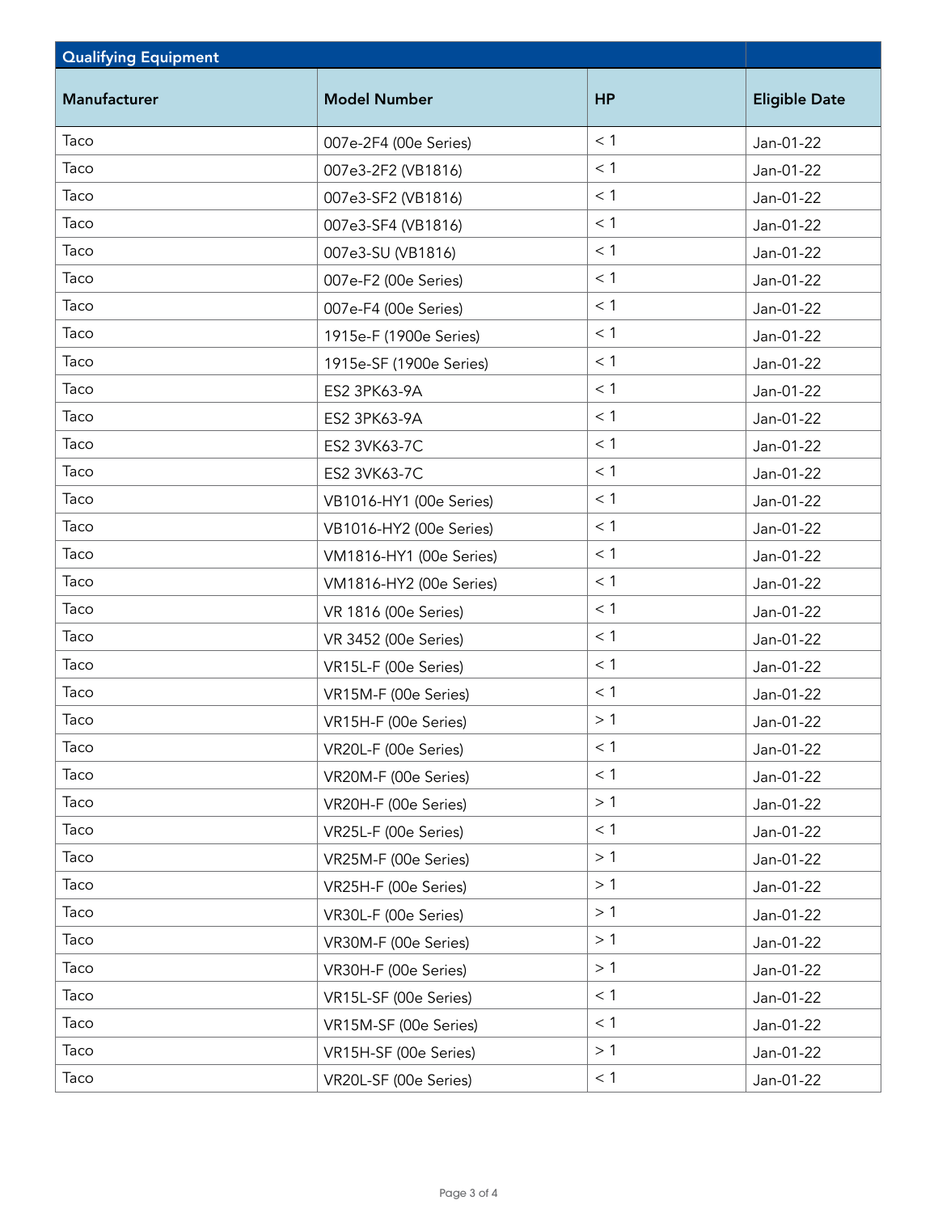| Qualifying Equipment | | | |
|---|---|---|---|
| **Manufacturer** | **Model Number** | **HP** | **Eligible Date** |
| Taco | 007e-2F4 (00e Series) | < 1 | Jan-01-22 |
| Taco | 007e3-2F2 (VB1816) | < 1 | Jan-01-22 |
| Taco | 007e3-SF2 (VB1816) | < 1 | Jan-01-22 |
| Taco | 007e3-SF4 (VB1816) | < 1 | Jan-01-22 |
| Taco | 007e3-SU (VB1816) | < 1 | Jan-01-22 |
| Taco | 007e-F2 (00e Series) | < 1 | Jan-01-22 |
| Taco | 007e-F4 (00e Series) | < 1 | Jan-01-22 |
| Taco | 1915e-F (1900e Series) | < 1 | Jan-01-22 |
| Taco | 1915e-SF (1900e Series) | < 1 | Jan-01-22 |
| Taco | ES2 3PK63-9A | < 1 | Jan-01-22 |
| Taco | ES2 3PK63-9A | < 1 | Jan-01-22 |
| Taco | ES2 3VK63-7C | < 1 | Jan-01-22 |
| Taco | ES2 3VK63-7C | < 1 | Jan-01-22 |
| Taco | VB1016-HY1 (00e Series) | < 1 | Jan-01-22 |
| Taco | VB1016-HY2 (00e Series) | < 1 | Jan-01-22 |
| Taco | VM1816-HY1 (00e Series) | < 1 | Jan-01-22 |
| Taco | VM1816-HY2 (00e Series) | < 1 | Jan-01-22 |
| Taco | VR 1816 (00e Series) | < 1 | Jan-01-22 |
| Taco | VR 3452 (00e Series) | < 1 | Jan-01-22 |
| Taco | VR15L-F (00e Series) | < 1 | Jan-01-22 |
| Taco | VR15M-F (00e Series) | < 1 | Jan-01-22 |
| Taco | VR15H-F (00e Series) | > 1 | Jan-01-22 |
| Taco | VR20L-F (00e Series) | < 1 | Jan-01-22 |
| Taco | VR20M-F (00e Series) | < 1 | Jan-01-22 |
| Taco | VR20H-F (00e Series) | > 1 | Jan-01-22 |
| Taco | VR25L-F (00e Series) | < 1 | Jan-01-22 |
| Taco | VR25M-F (00e Series) | > 1 | Jan-01-22 |
| Taco | VR25H-F (00e Series) | > 1 | Jan-01-22 |
| Taco | VR30L-F (00e Series) | > 1 | Jan-01-22 |
| Taco | VR30M-F (00e Series) | > 1 | Jan-01-22 |
| Taco | VR30H-F (00e Series) | > 1 | Jan-01-22 |
| Taco | VR15L-SF (00e Series) | < 1 | Jan-01-22 |
| Taco | VR15M-SF (00e Series) | < 1 | Jan-01-22 |
| Taco | VR15H-SF (00e Series) | > 1 | Jan-01-22 |
| Taco | VR20L-SF (00e Series) | < 1 | Jan-01-22 |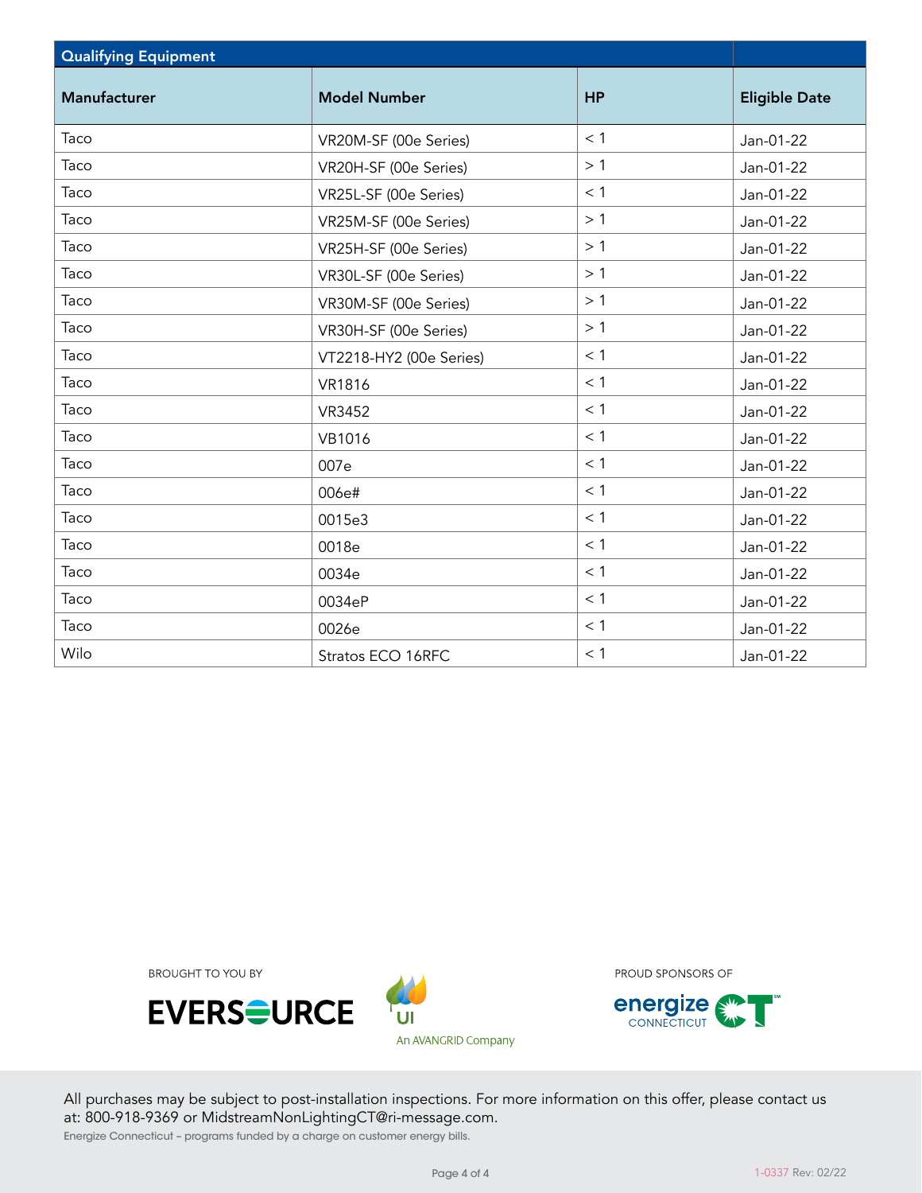| Qualifying Equipment | | | |
|---|---|---|---|
| **Manufacturer** | **Model Number** | **HP** | **Eligible Date** |
| Taco | VR20M-SF (00e Series) | < 1 | Jan-01-22 |
| Taco | VR20H-SF (00e Series) | > 1 | Jan-01-22 |
| Taco | VR25L-SF (00e Series) | < 1 | Jan-01-22 |
| Taco | VR25M-SF (00e Series) | > 1 | Jan-01-22 |
| Taco | VR25H-SF (00e Series) | > 1 | Jan-01-22 |
| Taco | VR30L-SF (00e Series) | > 1 | Jan-01-22 |
| Taco | VR30M-SF (00e Series) | > 1 | Jan-01-22 |
| Taco | VR30H-SF (00e Series) | > 1 | Jan-01-22 |
| Taco | VT2218-HY2 (00e Series) | < 1 | Jan-01-22 |
| Taco | VR1816 | < 1 | Jan-01-22 |
| Taco | VR3452 | < 1 | Jan-01-22 |
| Taco | VB1016 | < 1 | Jan-01-22 |
| Taco | 007e | < 1 | Jan-01-22 |
| Taco | 006e# | < 1 | Jan-01-22 |
| Taco | 0015e3 | < 1 | Jan-01-22 |
| Taco | 0018e | < 1 | Jan-01-22 |
| Taco | 0034e | < 1 | Jan-01-22 |
| Taco | 0034eP | < 1 | Jan-01-22 |
| Taco | 0026e | < 1 | Jan-01-22 |
| Wilo | Stratos ECO 16RFC | < 1 | Jan-01-22 |

BROUGHT TO YOU BY

EVERSOURCE

UI
An AVANGRID Company

PROUD SPONSORS OF

energize CONNECTICUT

All purchases may be subject to post-installation inspections. For more information on this offer, please contact us at: 800-918-9369 or MidstreamNonLightingCT@ri-message.com.

Energize Connecticut – programs funded by a charge on customer energy bills.

1-0337 Rev: 02/22